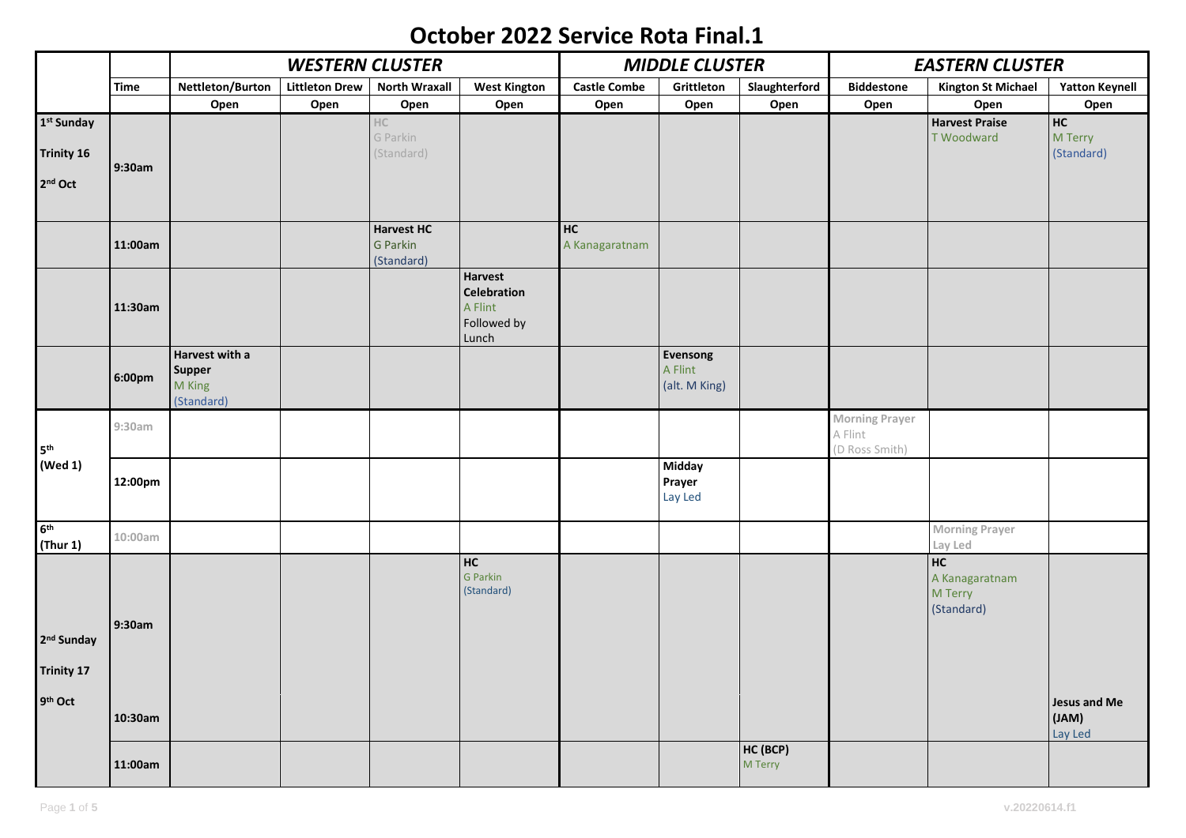# October 2022 Service Rota Final.1

| | Time | WESTERN CLUSTER | | | | MIDDLE CLUSTER | | | EASTERN CLUSTER | | |
|---|---|---|---|---|---|---|---|---|---|---|---|
| | | Nettleton/Burton | Littleton Drew | North Wraxall | West Kington | Castle Combe | Grittleton | Slaughterford | Biddestone | Kington St Michael | Yatton Keynell |
| | | Open | Open | Open | Open | Open | Open | Open | Open | Open | Open |
| 1st Sunday Trinity 16 2nd Oct | 9:30am | | | HC G Parkin (Standard) | | | | | | **Harvest Praise** T Woodward | **HC** M Terry (Standard) |
| | 11:00am | | | **Harvest HC** G Parkin (Standard) | | **HC** A Kanagaratnam | | | | | |
| | 11:30am | | | | **Harvest Celebration** A Flint Followed by Lunch | | | | | | |
| | 6:00pm | **Harvest with a Supper** M King (Standard) | | | | | **Evensong** A Flint (alt. M King) | | | | |
| 5th (Wed 1) | 9:30am | | | | | | | | Morning Prayer A Flint (D Ross Smith) | | |
| | 12:00pm | | | | | | **Midday Prayer** Lay Led | | | | |
| 6th (Thur 1) | 10:00am | | | | | | | | | Morning Prayer Lay Led | |
| 2nd Sunday Trinity 17 9th Oct | 9:30am | | | | **HC** G Parkin (Standard) | | | | | **HC** A Kanagaratnam M Terry (Standard) | |
| | 10:30am | | | | | | | | | | **Jesus and Me (JAM)** Lay Led |
| | 11:00am | | | | | | | **HC (BCP)** M Terry | | | |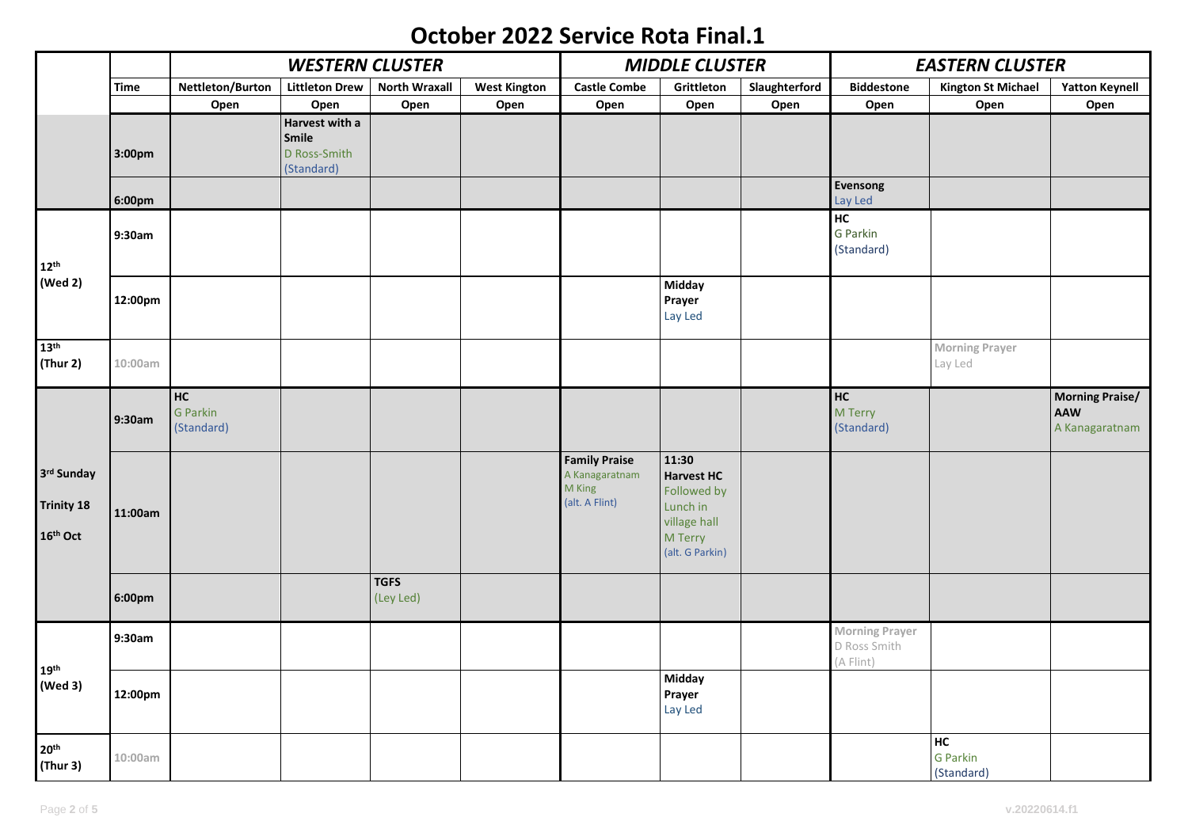# October 2022 Service Rota Final.1

| | Time | WESTERN CLUSTER | | | | MIDDLE CLUSTER | | | EASTERN CLUSTER | | |
|---|---|---|---|---|---|---|---|---|---|---|---|
| | | Nettleton/Burton | Littleton Drew | North Wraxall | West Kington | Castle Combe | Grittleton | Slaughterford | Biddestone | Kington St Michael | Yatton Keynell |
| | | Open | Open | Open | Open | Open | Open | Open | Open | Open | Open |
| | 3:00pm | | **Harvest with a Smile** D Ross-Smith (Standard) | | | | | | | | |
| | 6:00pm | | | | | | | | **Evensong** Lay Led | | |
| 12th (Wed 2) | 9:30am | | | | | | | | **HC** G Parkin (Standard) | | |
| | 12:00pm | | | | | | **Midday Prayer** Lay Led | | | | |
| 13th (Thur 2) | 10:00am | | | | | | | | | Morning Prayer Lay Led | |
| 3rd Sunday Trinity 18 16th Oct | 9:30am | **HC** G Parkin (Standard) | | | | | | | **HC** M Terry (Standard) | | **Morning Praise/ AAW** A Kanagaratnam |
| | 11:00am | | | | | **Family Praise** A Kanagaratnam M King (alt. A Flint) | **11:30 Harvest HC** Followed by Lunch in village hall M Terry (alt. G Parkin) | | | | |
| | 6:00pm | | | **TGFS** (Ley Led) | | | | | | | |
| 19th (Wed 3) | 9:30am | | | | | | | | Morning Prayer D Ross Smith (A Flint) | | |
| | 12:00pm | | | | | | **Midday Prayer** Lay Led | | | | |
| 20th (Thur 3) | 10:00am | | | | | | | | | **HC** G Parkin (Standard) | |

v.20220614.f1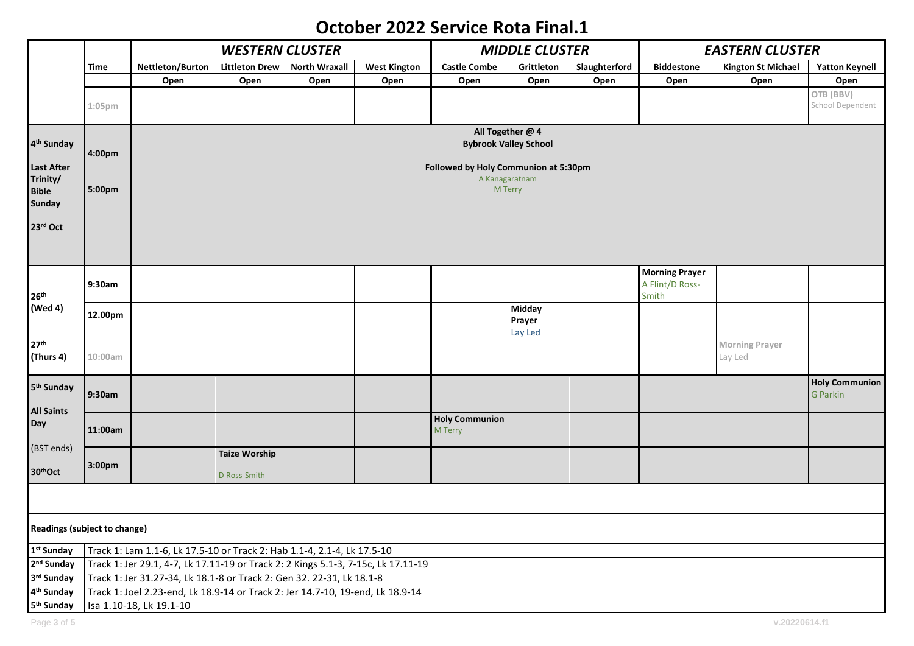# October 2022 Service Rota Final.1

| | Time | WESTERN CLUSTER | | | | MIDDLE CLUSTER | | | EASTERN CLUSTER | | |
|---|---|---|---|---|---|---|---|---|---|---|---|
| | | Nettleton/Burton | Littleton Drew | North Wraxall | West Kington | Castle Combe | Grittleton | Slaughterford | Biddestone | Kington St Michael | Yatton Keynell |
| | | Open | Open | Open | Open | Open | Open | Open | Open | Open | Open |
| | 1:05pm | | | | | | | | | | OTB (BBV) School Dependent |
| 4th Sunday<br>Last After Trinity/ Bible Sunday<br>23rd Oct | 4:00pm<br>5:00pm | **All Together @ 4**<br>**Bybrook Valley School**<br>**Followed by Holy Communion at 5:30pm**<br>A Kanagaratnam<br>M Terry | | | | | | | | | |
| 26th (Wed 4) | 9:30am | | | | | | | | **Morning Prayer** A Flint/D Ross-Smith | | |
| | 12.00pm | | | | | | **Midday Prayer** Lay Led | | | | |
| 27th (Thurs 4) | 10:00am | | | | | | | | | **Morning Prayer** Lay Led | |
| 5th Sunday<br>All Saints Day<br>(BST ends)<br>30th Oct | 9:30am | | | | | | | | | | **Holy Communion** G Parkin |
| | 11:00am | | | | | **Holy Communion** M Terry | | | | | |
| | 3:00pm | | **Taize Worship** D Ross-Smith | | | | | | | | |

**Readings (subject to change)**

| | |
|---|---|
| 1st Sunday | Track 1: Lam 1.1-6, Lk 17.5-10 or Track 2: Hab 1.1-4, 2.1-4, Lk 17.5-10 |
| 2nd Sunday | Track 1: Jer 29.1, 4-7, Lk 17.11-19 or Track 2: 2 Kings 5.1-3, 7-15c, Lk 17.11-19 |
| 3rd Sunday | Track 1: Jer 31.27-34, Lk 18.1-8 or Track 2: Gen 32. 22-31, Lk 18.1-8 |
| 4th Sunday | Track 1: Joel 2.23-end, Lk 18.9-14 or Track 2: Jer 14.7-10, 19-end, Lk 18.9-14 |
| 5th Sunday | Isa 1.10-18, Lk 19.1-10 |

v.20220614.f1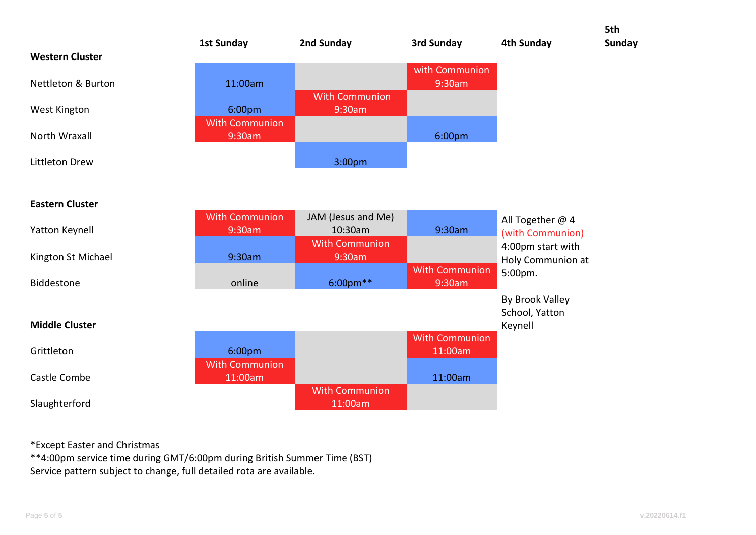| | 1st Sunday | 2nd Sunday | 3rd Sunday | 4th Sunday | 5th Sunday |
|---|---|---|---|---|---|
| **Western Cluster** | | | | | |
| Nettleton & Burton | 11:00am | | with Communion 9:30am | | |
| West Kington | 6:00pm | With Communion 9:30am | | | |
| North Wraxall | With Communion 9:30am | | 6:00pm | | |
| Littleton Drew | | 3:00pm | | | |
| **Eastern Cluster** | | | | | |
| Yatton Keynell | With Communion 9:30am | JAM (Jesus and Me) 10:30am | 9:30am | All Together @ 4 (with Communion) 4:00pm start with Holy Communion at 5:00pm. By Brook Valley School, Yatton Keynell | |
| Kington St Michael | 9:30am | With Communion 9:30am | | | |
| Biddestone | online | 6:00pm** | With Communion 9:30am | | |
| **Middle Cluster** | | | | | |
| Grittleton | 6:00pm | | With Communion 11:00am | | |
| Castle Combe | With Communion 11:00am | | 11:00am | | |
| Slaughterford | | With Communion 11:00am | | | |

*Except Easter and Christmas
**4:00pm service time during GMT/6:00pm during British Summer Time (BST)
Service pattern subject to change, full detailed rota are available.

v.20220614.f1